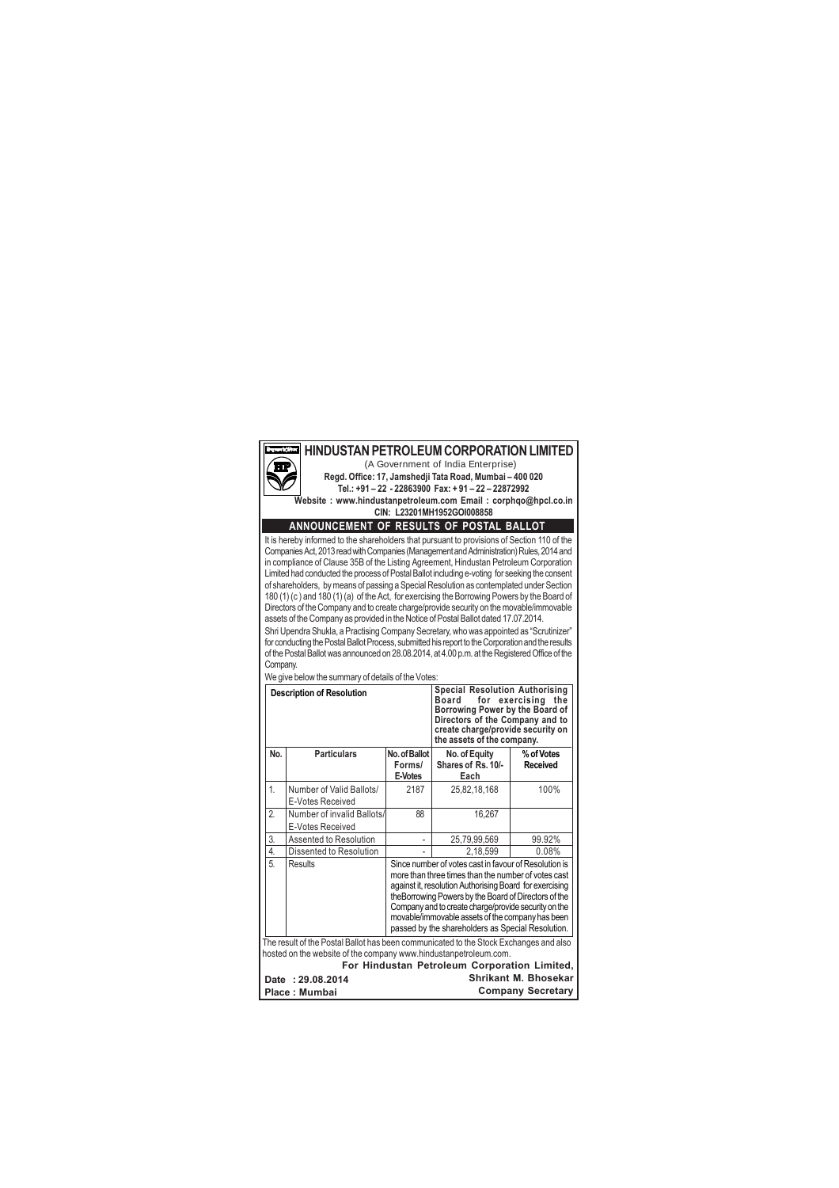# HINDUSTAN PETROLEUM CORPORATION LIMITED

(A Government of India Enterprise)

**Regd. Office: 17, Jamshedji Tata Road, Mumbai – 400 020**

**Tel.: +91 – 22 - 22863900 Fax: + 91 – 22 – 22872992**

**Website : www.hindustanpetroleum.com Email : corphqo@hpcl.co.in**

**CIN: L23201MH1952GOI008858**

## ANNOUNCEMENT OF RESULTS OF POSTAL BALLOT

It is hereby informed to the shareholders that pursuant to provisions of Section 110 of the Companies Act, 2013 read with Companies (Management and Administration) Rules, 2014 and in compliance of Clause 35B of the Listing Agreement, Hindustan Petroleum Corporation Limited had conducted the process of Postal Ballot including e-voting for seeking the consent of shareholders, by means of passing a Special Resolution as contemplated under Section 180 (1) (c ) and 180 (1) (a) of the Act, for exercising the Borrowing Powers by the Board of Directors of the Company and to create charge/provide security on the movable/immovable assets of the Company as provided in the Notice of Postal Ballot dated 17.07.2014.

Shri Upendra Shukla, a Practising Company Secretary, who was appointed as "Scrutinizer" for conducting the Postal Ballot Process, submitted his report to the Corporation and the results of the Postal Ballot was announced on 28.08.2014, at 4.00 p.m. at the Registered Office of the Company.

We give below the summary of details of the Votes:

| Description of Resolution | | | Special Resolution Authorising Board for exercising the Borrowing Power by the Board of Directors of the Company and to create charge/provide security on the assets of the company. | |
|---|---|---|---|---|
| **No.** | **Particulars** | **No. of Ballot Forms/ E-Votes** | **No. of Equity Shares of Rs. 10/- Each** | **% of Votes Received** |
| 1. | Number of Valid Ballots/ E-Votes Received | 2187 | 25,82,18,168 | 100% |
| 2. | Number of invalid Ballots/ E-Votes Received | 88 | 16,267 | |
| 3. | Assented to Resolution | - | 25,79,99,569 | 99.92% |
| 4. | Dissented to Resolution | - | 2,18,599 | 0.08% |
| 5. | Results | Since number of votes cast in favour of Resolution is more than three times than the number of votes cast against it, resolution Authorising Board for exercising theBorrowing Powers by the Board of Directors of the Company and to create charge/provide security on the movable/immovable assets of the company has been passed by the shareholders as Special Resolution. | | |

The result of the Postal Ballot has been communicated to the Stock Exchanges and also hosted on the website of the company www.hindustanpetroleum.com.

**For Hindustan Petroleum Corporation Limited,**

**Shrikant M. Bhosekar**

**Company Secretary**

**Date : 29.08.2014**

**Place : Mumbai**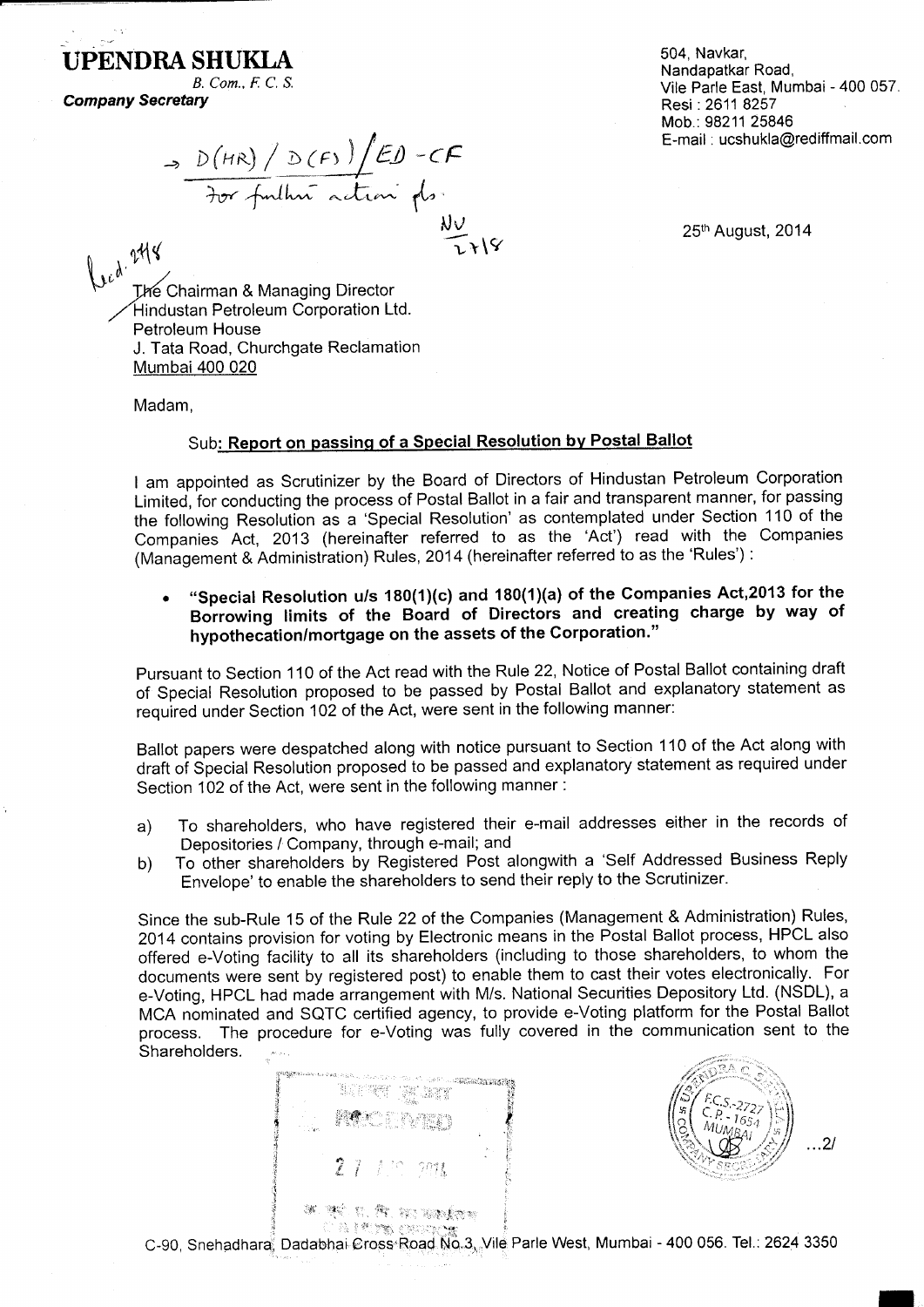# UPENDRA SHUKLA

*B. Com., F. C. S.*

***Company Secretary***

504, Navkar,
Nandapatkar Road,
Vile Parle East, Mumbai - 400 057.
Resi : 2611 8257
Mob.: 98211 25846
E-mail : ucshukla@rediffmail.com

→ D(HR) / D(F) / ED - CF
for further action pls.
NV
27/8

25th August, 2014

Recd. 27/8

The Chairman & Managing Director
Hindustan Petroleum Corporation Ltd.
Petroleum House
J. Tata Road, Churchgate Reclamation
Mumbai 400 020

Madam,

Sub: **Report on passing of a Special Resolution by Postal Ballot**

I am appointed as Scrutinizer by the Board of Directors of Hindustan Petroleum Corporation Limited, for conducting the process of Postal Ballot in a fair and transparent manner, for passing the following Resolution as a 'Special Resolution' as contemplated under Section 110 of the Companies Act, 2013 (hereinafter referred to as the 'Act') read with the Companies (Management & Administration) Rules, 2014 (hereinafter referred to as the 'Rules') :

- **"Special Resolution u/s 180(1)(c) and 180(1)(a) of the Companies Act,2013 for the Borrowing limits of the Board of Directors and creating charge by way of hypothecation/mortgage on the assets of the Corporation."**

Pursuant to Section 110 of the Act read with the Rule 22, Notice of Postal Ballot containing draft of Special Resolution proposed to be passed by Postal Ballot and explanatory statement as required under Section 102 of the Act, were sent in the following manner:

Ballot papers were despatched along with notice pursuant to Section 110 of the Act along with draft of Special Resolution proposed to be passed and explanatory statement as required under Section 102 of the Act, were sent in the following manner :

a) To shareholders, who have registered their e-mail addresses either in the records of Depositories / Company, through e-mail; and
b) To other shareholders by Registered Post alongwith a 'Self Addressed Business Reply Envelope' to enable the shareholders to send their reply to the Scrutinizer.

Since the sub-Rule 15 of the Rule 22 of the Companies (Management & Administration) Rules, 2014 contains provision for voting by Electronic means in the Postal Ballot process, HPCL also offered e-Voting facility to all its shareholders (including to those shareholders, to whom the documents were sent by registered post) to enable them to cast their votes electronically. For e-Voting, HPCL had made arrangement with M/s. National Securities Depository Ltd. (NSDL), a MCA nominated and SQTC certified agency, to provide e-Voting platform for the Postal Ballot process. The procedure for e-Voting was fully covered in the communication sent to the Shareholders.

RECEIVED
27 AUG 2014

...2/

C-90, Snehadhara, Dadabhai Cross Road No.3, Vile Parle West, Mumbai - 400 056. Tel.: 2624 3350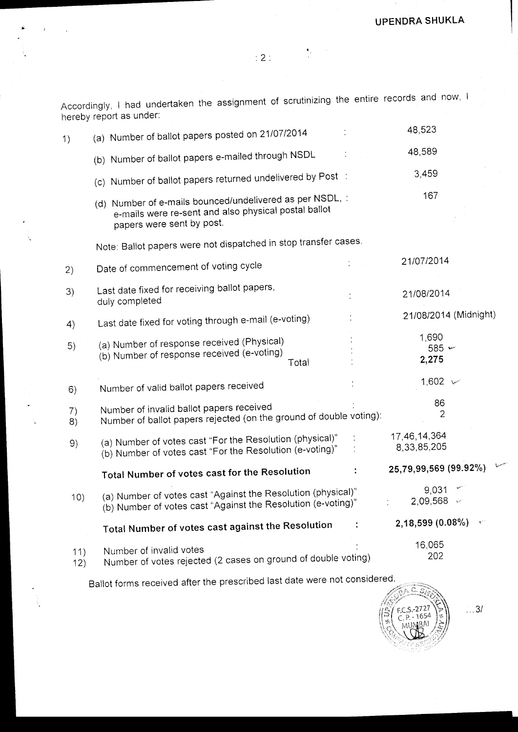Accordingly, I had undertaken the assignment of scrutinizing the entire records and now, I hereby report as under:

| | | | |
|---|---|---|---|
| 1) | (a) Number of ballot papers posted on 21/07/2014 | : | 48,523 |
| | (b) Number of ballot papers e-mailed through NSDL | : | 48,589 |
| | (c) Number of ballot papers returned undelivered by Post | : | 3,459 |
| | (d) Number of e-mails bounced/undelivered as per NSDL, e-mails were re-sent and also physical postal ballot papers were sent by post. | : | 167 |
| | Note: Ballot papers were not dispatched in stop transfer cases. | | |
| 2) | Date of commencement of voting cycle | : | 21/07/2014 |
| 3) | Last date fixed for receiving ballot papers, duly completed | : | 21/08/2014 |
| 4) | Last date fixed for voting through e-mail (e-voting) | : | 21/08/2014 (Midnight) |
| 5) | (a) Number of response received (Physical) | : | 1,690 |
| | (b) Number of response received (e-voting) | : | 585 |
| | Total | : | **2,275** |
| 6) | Number of valid ballot papers received | : | 1,602 |
| 7) | Number of invalid ballot papers received | : | 86 |
| 8) | Number of ballot papers rejected (on the ground of double voting): | | 2 |
| 9) | (a) Number of votes cast "For the Resolution (physical)" | : | 17,46,14,364 |
| | (b) Number of votes cast "For the Resolution (e-voting)" | : | 8,33,85,205 |
| | **Total Number of votes cast for the Resolution** | **:** | **25,79,99,569 (99.92%)** |
| 10) | (a) Number of votes cast "Against the Resolution (physical)" | | 9,031 |
| | (b) Number of votes cast "Against the Resolution (e-voting)" | : | 2,09,568 |
| | **Total Number of votes cast against the Resolution** | **:** | **2,18,599 (0.08%)** |
| 11) | Number of invalid votes | : | 16,065 |
| 12) | Number of votes rejected (2 cases on ground of double voting) | | 202 |

Ballot forms received after the prescribed last date were not considered.

...3/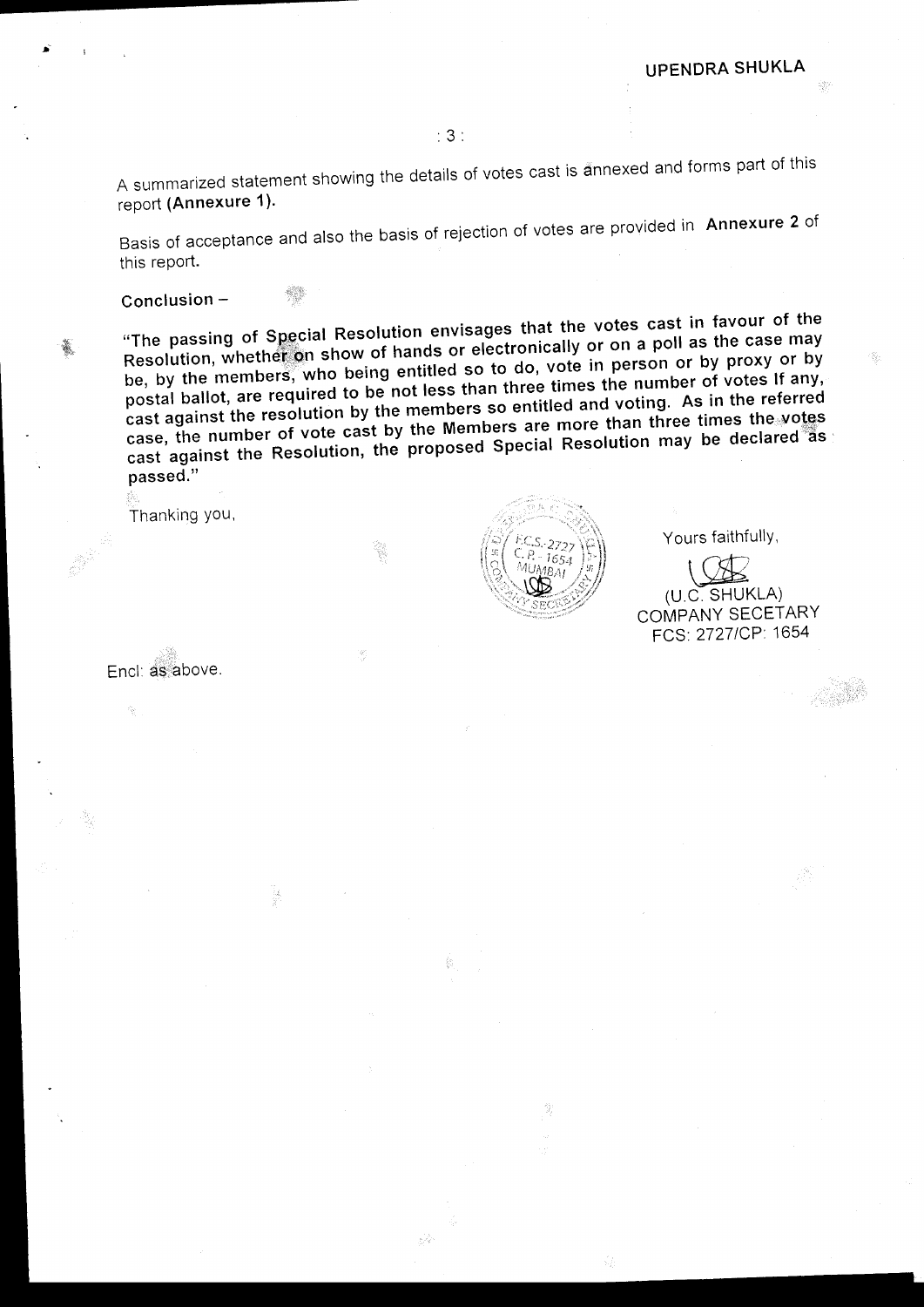A summarized statement showing the details of votes cast is annexed and forms part of this report **(Annexure 1)**.

Basis of acceptance and also the basis of rejection of votes are provided in **Annexure 2** of this report.

**Conclusion –**

**"The passing of Special Resolution envisages that the votes cast in favour of the Resolution, whether on show of hands or electronically or on a poll as the case may be, by the members, who being entitled so to do, vote in person or by proxy or by postal ballot, are required to be not less than three times the number of votes If any, cast against the resolution by the members so entitled and voting. As in the referred case, the number of vote cast by the Members are more than three times the votes cast against the Resolution, the proposed Special Resolution may be declared as passed."**

Thanking you,

Yours faithfully,

(U.C. SHUKLA)
COMPANY SECETARY
FCS: 2727/CP: 1654

Encl: as above.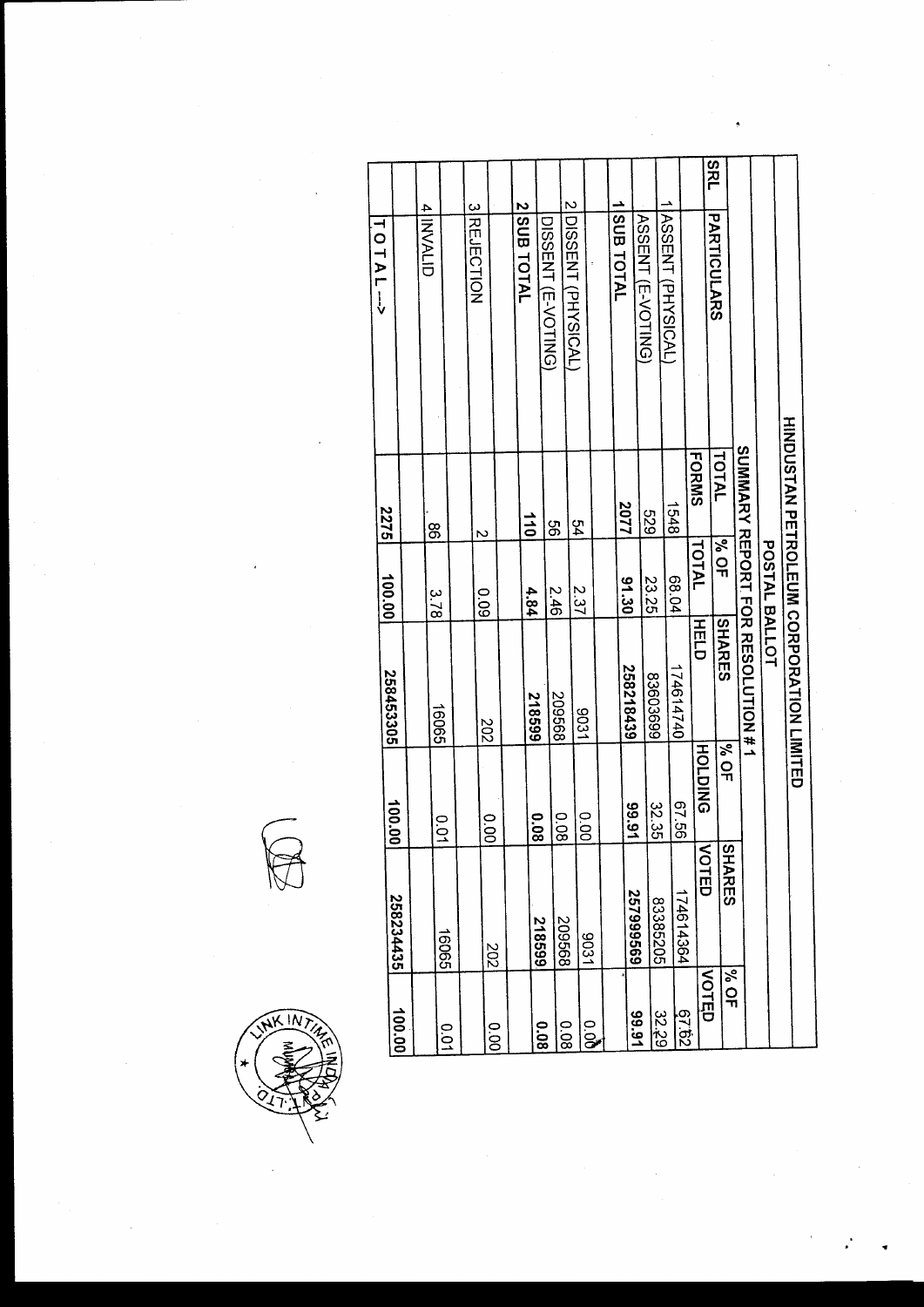# HINDUSTAN PETROLEUM CORPORATION LIMITED

## POSTAL BALLOT

### SUMMARY REPORT FOR RESOLUTION # 1

| SRL | PARTICULARS | TOTAL FORMS | % OF TOTAL | SHARES HELD | % OF HOLDING | SHARES VOTED | % OF VOTED |
|---|---|---|---|---|---|---|---|
| 1 | ASSENT (PHYSICAL) | 1548 | 68.04 | 174614740 | 67.56 | 174614364 | 67.62 |
| | ASSENT (E-VOTING) | 529 | 23.25 | 83603699 | 32.35 | 83385205 | 32.29 |
| 1 | SUB TOTAL | 2077 | 91.30 | 258218439 | 99.91 | 257999569 | 99.91 |
| 2 | DISSENT (PHYSICAL) | 54 | 2.37 | 9031 | 0.00 | 9031 | 0.00 |
| | DISSENT (E-VOTING) | 56 | 2.46 | 209568 | 0.08 | 209568 | 0.08 |
| 2 | SUB TOTAL | 110 | 4.84 | 218599 | 0.08 | 218599 | 0.08 |
| 3 | REJECTION | 2 | 0.09 | 202 | 0.00 | 202 | 0.00 |
| 4 | INVALID | 86 | 3.78 | 16065 | 0.01 | 16065 | 0.01 |
| | TOTAL ---> | 2275 | 100.00 | 258453305 | 100.00 | 258234435 | 100.00 |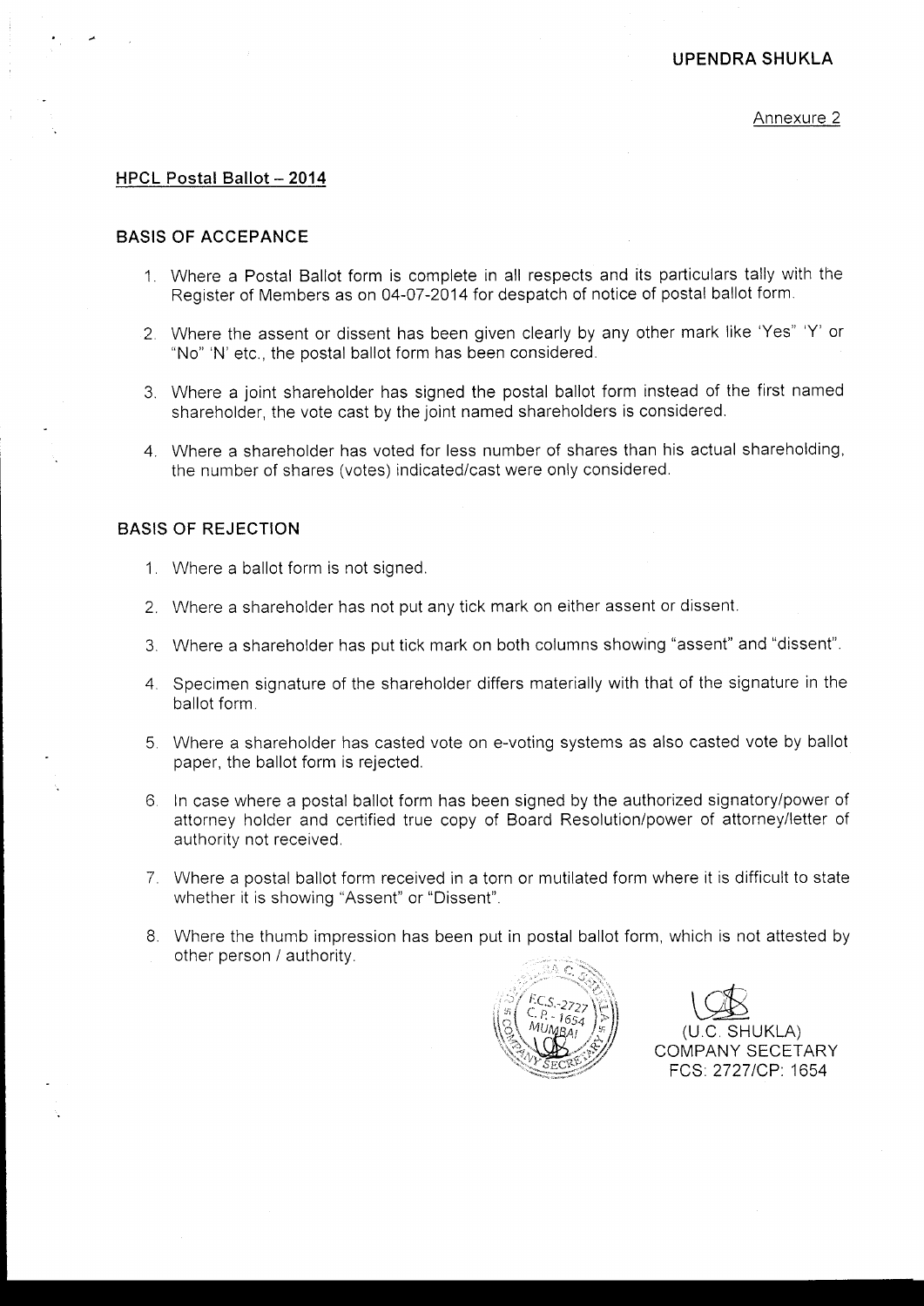UPENDRA SHUKLA

Annexure 2

## HPCL Postal Ballot – 2014

### BASIS OF ACCEPANCE

1. Where a Postal Ballot form is complete in all respects and its particulars tally with the Register of Members as on 04-07-2014 for despatch of notice of postal ballot form.
2. Where the assent or dissent has been given clearly by any other mark like 'Yes" 'Y' or "No" 'N' etc., the postal ballot form has been considered.
3. Where a joint shareholder has signed the postal ballot form instead of the first named shareholder, the vote cast by the joint named shareholders is considered.
4. Where a shareholder has voted for less number of shares than his actual shareholding, the number of shares (votes) indicated/cast were only considered.

### BASIS OF REJECTION

1. Where a ballot form is not signed.
2. Where a shareholder has not put any tick mark on either assent or dissent.
3. Where a shareholder has put tick mark on both columns showing "assent" and "dissent".
4. Specimen signature of the shareholder differs materially with that of the signature in the ballot form.
5. Where a shareholder has casted vote on e-voting systems as also casted vote by ballot paper, the ballot form is rejected.
6. In case where a postal ballot form has been signed by the authorized signatory/power of attorney holder and certified true copy of Board Resolution/power of attorney/letter of authority not received.
7. Where a postal ballot form received in a torn or mutilated form where it is difficult to state whether it is showing "Assent" or "Dissent".
8. Where the thumb impression has been put in postal ballot form, which is not attested by other person / authority.

(U.C. SHUKLA)
COMPANY SECETARY
FCS: 2727/CP: 1654